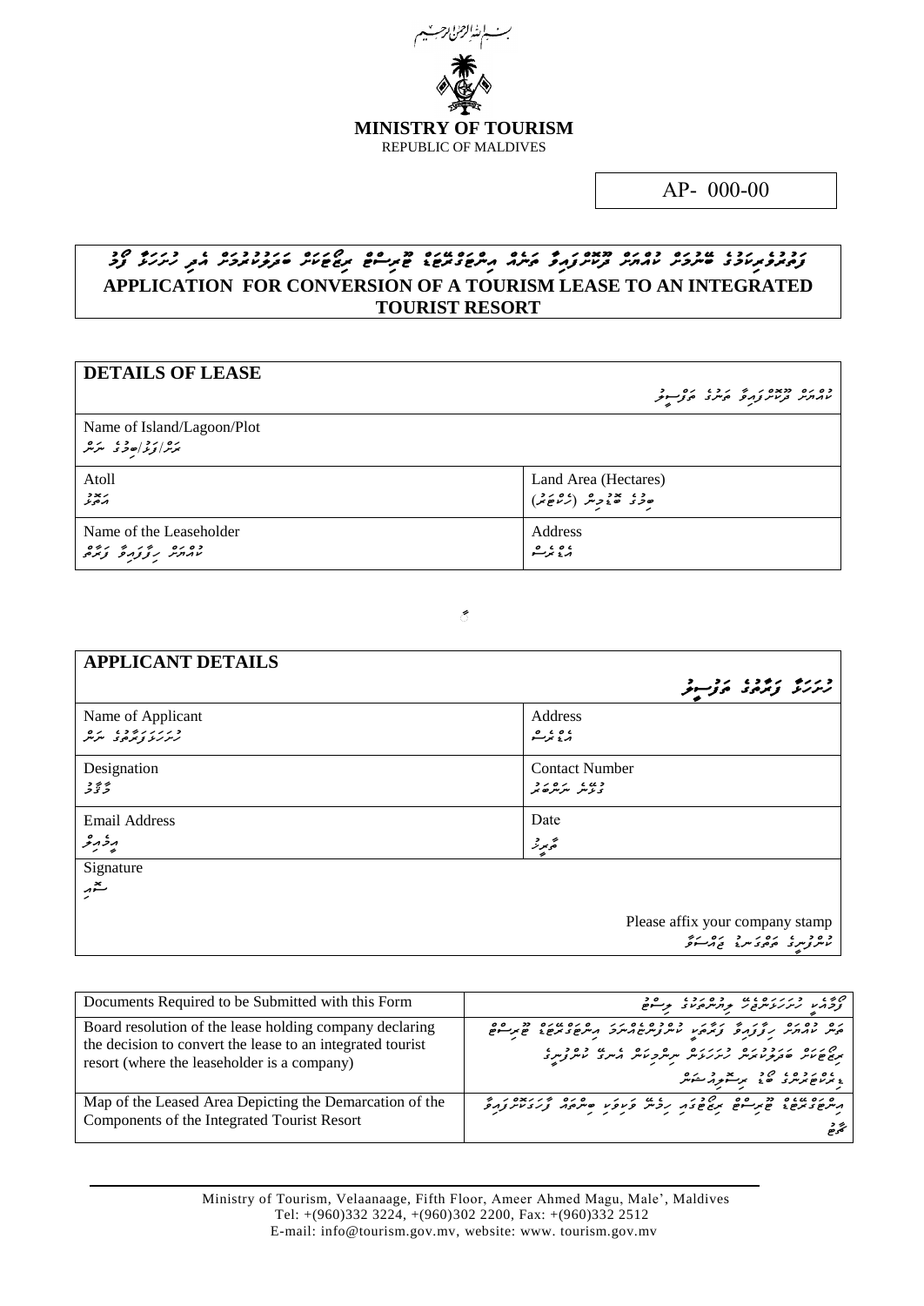بسم الله الرحمن الرحيم

**MINISTRY OF TOURISM**
REPUBLIC OF MALDIVES

AP- 000-00

## ފަތުރުވެރިކަމުގެ ބޭނުމަށް ކުއްޔަށް ދޫކޮށްފައިވާ ތަނެއް އިންޓަގްރޭޓެޑް ޓޫރިސްޓް ރިސޯޓަކަށް ބަދަލުކުރުމަށް އެދި ހުށަހަޅާ ފޯމު
## APPLICATION FOR CONVERSION OF A TOURISM LEASE TO AN INTEGRATED TOURIST RESORT

| **DETAILS OF LEASE** | ކުއްޔަށް ދޫކޮށްފައިވާ ތަނުގެ މަޢުލޫމާތު |
|---|---|
| Name of Island/Lagoon/Plot<br>ރަށް/ފަޅު/ބިމުގެ ނަން | |
| Atoll<br>އަތޮޅު | Land Area (Hectares)<br>ބިމުގެ ބޮޑުމިން (ހެކްޓަރު) |
| Name of the Leaseholder<br>ކުއްޔަށް ހިފާފައިވާ ފަރާތް | Address<br>އެޑްރެސް |

| **APPLICANT DETAILS** | ހުށަހަޅާ ފަރާތުގެ މަޢުލޫމާތު |
|---|---|
| Name of Applicant<br>ހުށަހަޅާ ފަރާތުގެ ނަން | Address<br>އެޑްރެސް |
| Designation<br>މަޤާމު | Contact Number<br>ގުޅޭނެ ނަންބަރު |
| Email Address<br>އީމެއިލް | Date<br>ތާރީޚް |
| Signature<br>ސޮއި | |
| | Please affix your company stamp<br>ކުންފުނީގެ ތައްގަނޑު ޖަހާނަން |

| Documents Required to be Submitted with this Form | ފޯމާއި ހުށަހަޅަންޖެހޭ ލިޔުންތައް |
|---|---|
| Board resolution of the lease holding company declaring the decision to convert the lease to an integrated tourist resort (where the leaseholder is a company) | ތަން ކުއްޔަށް ހިފާފައިވާ ފަރާތަކީ ކުންފުންޏެއްނަމަ، އިންޓަގްރޭޓެޑް ޓޫރިސްޓް ރިސޯޓަކަށް ބަދަލުކުރުމަށް ނިންމިކަން އަންގާ ކުންފުނީގެ ޑިރެކްޓަރުންގެ ބޯޑު ރިޒޮލިއުޝަން |
| Map of the Leased Area Depicting the Demarcation of the Components of the Integrated Tourist Resort | އިންޓަގްރޭޓެޑް ޓޫރިސްޓް ރިސޯޓުގައި ހިމެނޭ ތަކެތި ބިމުގެ ކޮންތާކުކަން ފާހަގަކޮށްފައިވާ ޗާޓު |

Ministry of Tourism, Velaanaage, Fifth Floor, Ameer Ahmed Magu, Male', Maldives
Tel: +(960)332 3224, +(960)302 2200, Fax: +(960)332 2512
E-mail: info@tourism.gov.mv, website: www. tourism.gov.mv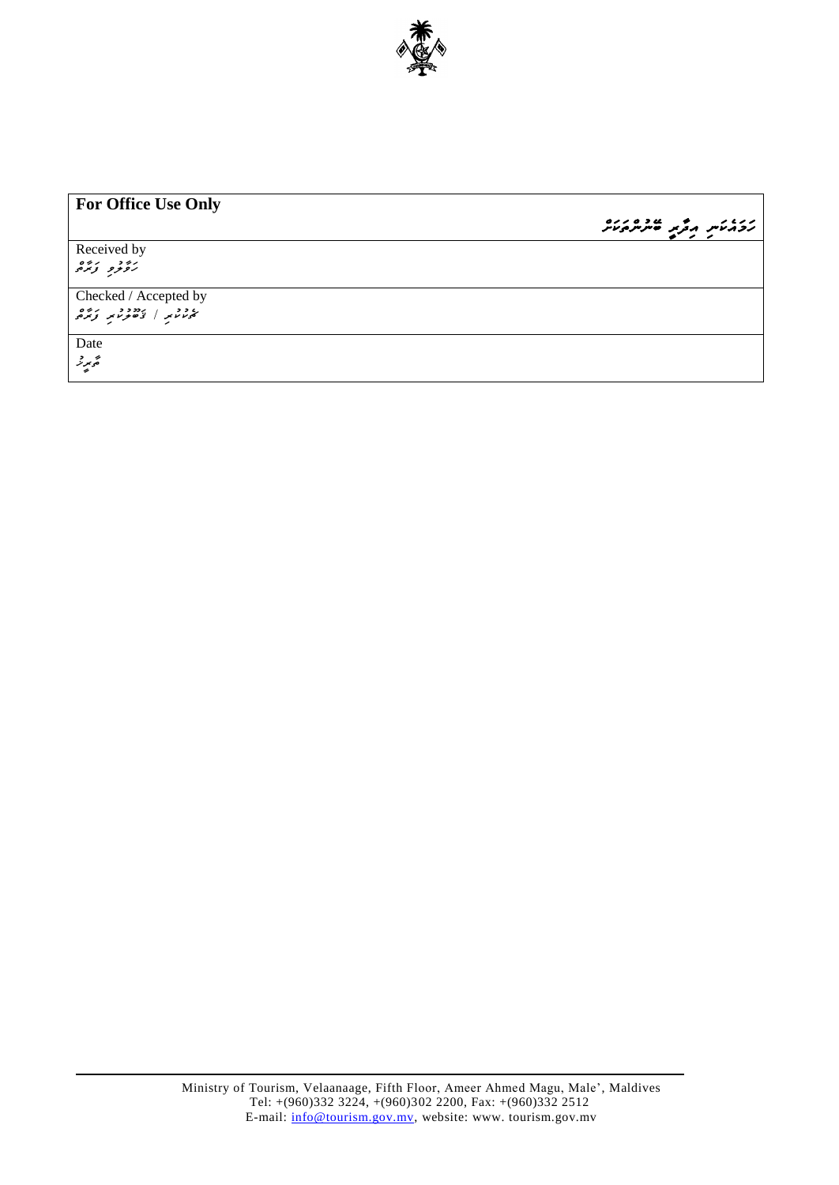| For Office Use Only | ހަމައެކަނި އިދާރީ ބޭނުންތަކަށް |
|---|---|
| Received by<br>ހަވާލުވި ފަރާތް | |
| Checked / Accepted by<br>ޗެކްކުރި / ޤަބޫލުކުރި ފަރާތް | |
| Date<br>ތާރީޚް | |